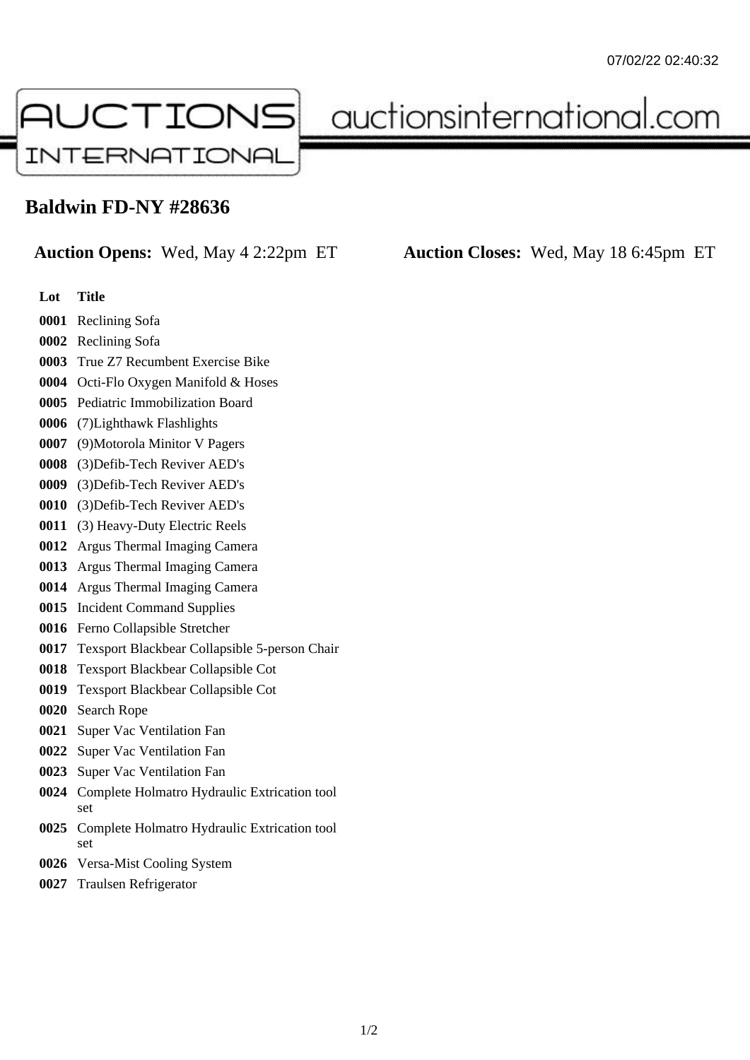# Baldwin FD-NY #28636

**Auction Opens:** Wed, May 4 2:22pm ET **Auction Closes:** Wed, May 18 6:45pm ET

| Lot | Title |
| --- | --- |
| 0001 | Reclining Sofa |
| 0002 | Reclining Sofa |
| 0003 | True Z7 Recumbent Exercise Bike |
| 0004 | Octi-Flo Oxygen Manifold & Hoses |
| 0005 | Pediatric Immobilization Board |
| 0006 | (7)Lighthawk Flashlights |
| 0007 | (9)Motorola Minitor V Pagers |
| 0008 | (3)Defib-Tech Reviver AED's |
| 0009 | (3)Defib-Tech Reviver AED's |
| 0010 | (3)Defib-Tech Reviver AED's |
| 0011 | (3) Heavy-Duty Electric Reels |
| 0012 | Argus Thermal Imaging Camera |
| 0013 | Argus Thermal Imaging Camera |
| 0014 | Argus Thermal Imaging Camera |
| 0015 | Incident Command Supplies |
| 0016 | Ferno Collapsible Stretcher |
| 0017 | Texsport Blackbear Collapsible 5-person Chair |
| 0018 | Texsport Blackbear Collapsible Cot |
| 0019 | Texsport Blackbear Collapsible Cot |
| 0020 | Search Rope |
| 0021 | Super Vac Ventilation Fan |
| 0022 | Super Vac Ventilation Fan |
| 0023 | Super Vac Ventilation Fan |
| 0024 | Complete Holmatro Hydraulic Extrication tool set |
| 0025 | Complete Holmatro Hydraulic Extrication tool set |
| 0026 | Versa-Mist Cooling System |
| 0027 | Traulsen Refrigerator |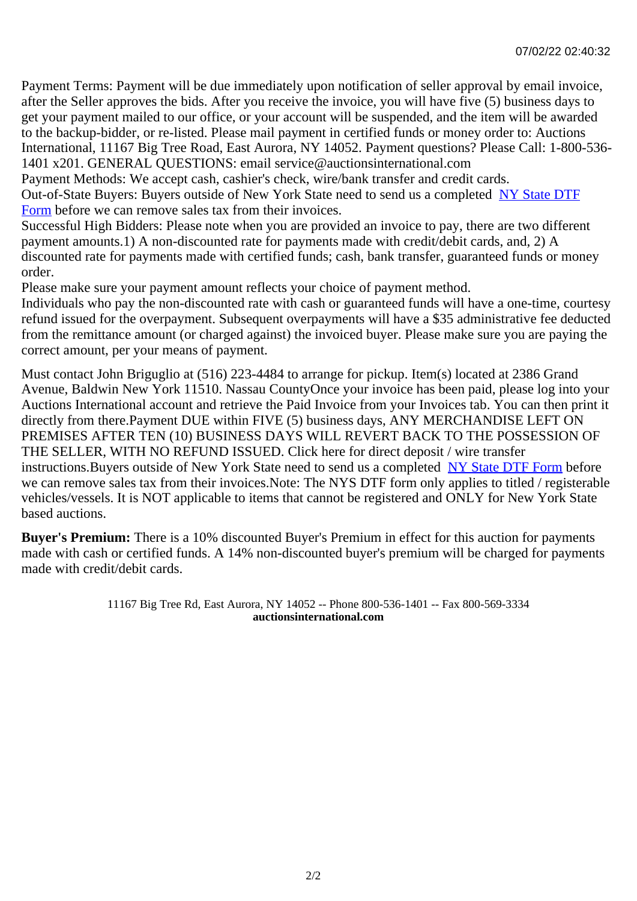Payment Terms: Payment will be due immediately upon notification of seller approval by email invoice, after the Seller approves the bids. After you receive the invoice, you will have five (5) business days to get your payment mailed to our office, or your account will be suspended, and the item will be awarded to the backup-bidder, or re-listed. Please mail payment in certified funds or money order to: Auctions International, 11167 Big Tree Road, East Aurora, NY 14052. Payment questions? Please Call: 1-800-536-1401 x201. GENERAL QUESTIONS: email service@auctionsinternational.com
Payment Methods: We accept cash, cashier's check, wire/bank transfer and credit cards.
Out-of-State Buyers: Buyers outside of New York State need to send us a completed NY State DTF Form before we can remove sales tax from their invoices.
Successful High Bidders: Please note when you are provided an invoice to pay, there are two different payment amounts.1) A non-discounted rate for payments made with credit/debit cards, and, 2) A discounted rate for payments made with certified funds; cash, bank transfer, guaranteed funds or money order.
Please make sure your payment amount reflects your choice of payment method.
Individuals who pay the non-discounted rate with cash or guaranteed funds will have a one-time, courtesy refund issued for the overpayment. Subsequent overpayments will have a $35 administrative fee deducted from the remittance amount (or charged against) the invoiced buyer. Please make sure you are paying the correct amount, per your means of payment.

Must contact John Briguglio at (516) 223-4484 to arrange for pickup. Item(s) located at 2386 Grand Avenue, Baldwin New York 11510. Nassau CountyOnce your invoice has been paid, please log into your Auctions International account and retrieve the Paid Invoice from your Invoices tab. You can then print it directly from there.Payment DUE within FIVE (5) business days, ANY MERCHANDISE LEFT ON PREMISES AFTER TEN (10) BUSINESS DAYS WILL REVERT BACK TO THE POSSESSION OF THE SELLER, WITH NO REFUND ISSUED. Click here for direct deposit / wire transfer instructions.Buyers outside of New York State need to send us a completed NY State DTF Form before we can remove sales tax from their invoices.Note: The NYS DTF form only applies to titled / registerable vehicles/vessels. It is NOT applicable to items that cannot be registered and ONLY for New York State based auctions.

**Buyer's Premium:** There is a 10% discounted Buyer's Premium in effect for this auction for payments made with cash or certified funds. A 14% non-discounted buyer's premium will be charged for payments made with credit/debit cards.

11167 Big Tree Rd, East Aurora, NY 14052 -- Phone 800-536-1401 -- Fax 800-569-3334
**auctionsinternational.com**